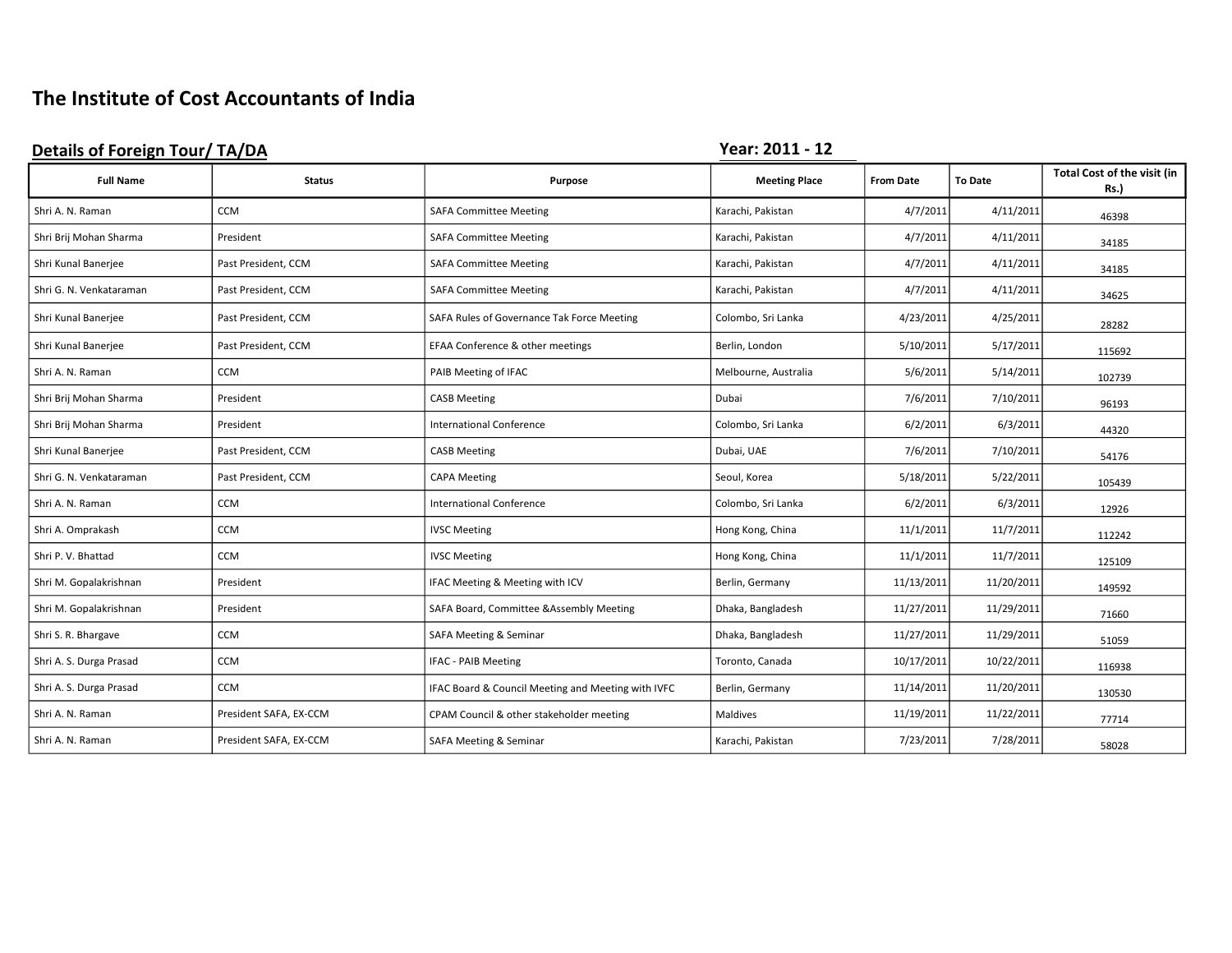# The Institute of Cost Accountants of India

## Details of Foreign Tour/ TA/DA

**Year: 2011 - 12**

| Full Name | Status | Purpose | Meeting Place | From Date | To Date | Total Cost of the visit (in Rs.) |
|---|---|---|---|---|---|---|
| Shri A. N. Raman | CCM | SAFA Committee Meeting | Karachi, Pakistan | 4/7/2011 | 4/11/2011 | 46398 |
| Shri Brij Mohan Sharma | President | SAFA Committee Meeting | Karachi, Pakistan | 4/7/2011 | 4/11/2011 | 34185 |
| Shri Kunal Banerjee | Past President, CCM | SAFA Committee Meeting | Karachi, Pakistan | 4/7/2011 | 4/11/2011 | 34185 |
| Shri G. N. Venkataraman | Past President, CCM | SAFA Committee Meeting | Karachi, Pakistan | 4/7/2011 | 4/11/2011 | 34625 |
| Shri Kunal Banerjee | Past President, CCM | SAFA Rules of Governance Tak Force Meeting | Colombo, Sri Lanka | 4/23/2011 | 4/25/2011 | 28282 |
| Shri Kunal Banerjee | Past President, CCM | EFAA Conference & other meetings | Berlin, London | 5/10/2011 | 5/17/2011 | 115692 |
| Shri A. N. Raman | CCM | PAIB Meeting of IFAC | Melbourne, Australia | 5/6/2011 | 5/14/2011 | 102739 |
| Shri Brij Mohan Sharma | President | CASB Meeting | Dubai | 7/6/2011 | 7/10/2011 | 96193 |
| Shri Brij Mohan Sharma | President | International Conference | Colombo, Sri Lanka | 6/2/2011 | 6/3/2011 | 44320 |
| Shri Kunal Banerjee | Past President, CCM | CASB Meeting | Dubai, UAE | 7/6/2011 | 7/10/2011 | 54176 |
| Shri G. N. Venkataraman | Past President, CCM | CAPA Meeting | Seoul, Korea | 5/18/2011 | 5/22/2011 | 105439 |
| Shri A. N. Raman | CCM | International Conference | Colombo, Sri Lanka | 6/2/2011 | 6/3/2011 | 12926 |
| Shri A. Omprakash | CCM | IVSC Meeting | Hong Kong, China | 11/1/2011 | 11/7/2011 | 112242 |
| Shri P. V. Bhattad | CCM | IVSC Meeting | Hong Kong, China | 11/1/2011 | 11/7/2011 | 125109 |
| Shri M. Gopalakrishnan | President | IFAC Meeting & Meeting with ICV | Berlin, Germany | 11/13/2011 | 11/20/2011 | 149592 |
| Shri M. Gopalakrishnan | President | SAFA Board, Committee &Assembly Meeting | Dhaka, Bangladesh | 11/27/2011 | 11/29/2011 | 71660 |
| Shri S. R. Bhargave | CCM | SAFA Meeting & Seminar | Dhaka, Bangladesh | 11/27/2011 | 11/29/2011 | 51059 |
| Shri A. S. Durga Prasad | CCM | IFAC - PAIB Meeting | Toronto, Canada | 10/17/2011 | 10/22/2011 | 116938 |
| Shri A. S. Durga Prasad | CCM | IFAC Board & Council Meeting and Meeting with IVFC | Berlin, Germany | 11/14/2011 | 11/20/2011 | 130530 |
| Shri A. N. Raman | President SAFA, EX-CCM | CPAM Council & other stakeholder meeting | Maldives | 11/19/2011 | 11/22/2011 | 77714 |
| Shri A. N. Raman | President SAFA, EX-CCM | SAFA Meeting & Seminar | Karachi, Pakistan | 7/23/2011 | 7/28/2011 | 58028 |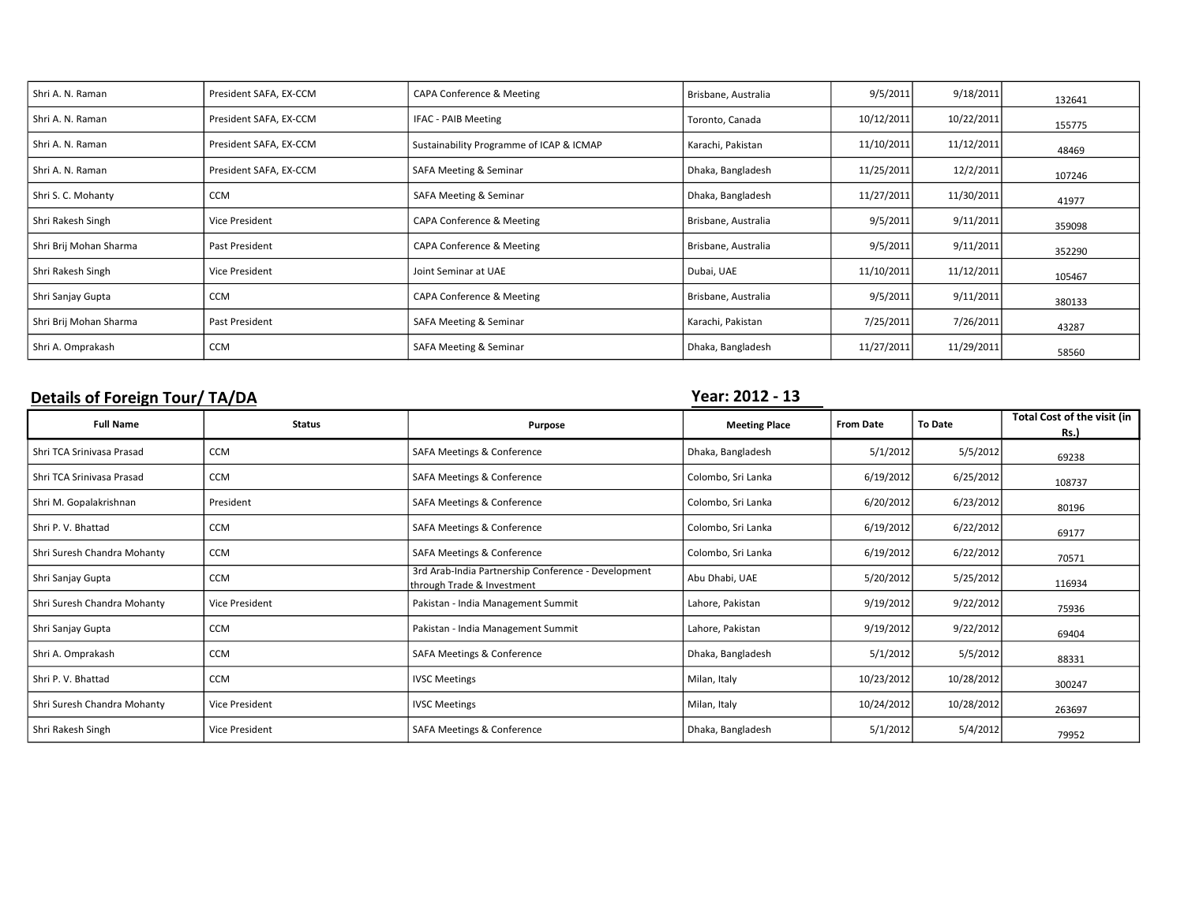| | | | | | | |
|---|---|---|---|---|---|---|
| Shri A. N. Raman | President SAFA, EX-CCM | CAPA Conference & Meeting | Brisbane, Australia | 9/5/2011 | 9/18/2011 | 132641 |
| Shri A. N. Raman | President SAFA, EX-CCM | IFAC - PAIB Meeting | Toronto, Canada | 10/12/2011 | 10/22/2011 | 155775 |
| Shri A. N. Raman | President SAFA, EX-CCM | Sustainability Programme of ICAP & ICMAP | Karachi, Pakistan | 11/10/2011 | 11/12/2011 | 48469 |
| Shri A. N. Raman | President SAFA, EX-CCM | SAFA Meeting & Seminar | Dhaka, Bangladesh | 11/25/2011 | 12/2/2011 | 107246 |
| Shri S. C. Mohanty | CCM | SAFA Meeting & Seminar | Dhaka, Bangladesh | 11/27/2011 | 11/30/2011 | 41977 |
| Shri Rakesh Singh | Vice President | CAPA Conference & Meeting | Brisbane, Australia | 9/5/2011 | 9/11/2011 | 359098 |
| Shri Brij Mohan Sharma | Past President | CAPA Conference & Meeting | Brisbane, Australia | 9/5/2011 | 9/11/2011 | 352290 |
| Shri Rakesh Singh | Vice President | Joint Seminar at UAE | Dubai, UAE | 11/10/2011 | 11/12/2011 | 105467 |
| Shri Sanjay Gupta | CCM | CAPA Conference & Meeting | Brisbane, Australia | 9/5/2011 | 9/11/2011 | 380133 |
| Shri Brij Mohan Sharma | Past President | SAFA Meeting & Seminar | Karachi, Pakistan | 7/25/2011 | 7/26/2011 | 43287 |
| Shri A. Omprakash | CCM | SAFA Meeting & Seminar | Dhaka, Bangladesh | 11/27/2011 | 11/29/2011 | 58560 |

## Details of Foreign Tour/ TA/DA

**Year: 2012 - 13**

| Full Name | Status | Purpose | Meeting Place | From Date | To Date | Total Cost of the visit (in Rs.) |
|---|---|---|---|---|---|---|
| Shri TCA Srinivasa Prasad | CCM | SAFA Meetings & Conference | Dhaka, Bangladesh | 5/1/2012 | 5/5/2012 | 69238 |
| Shri TCA Srinivasa Prasad | CCM | SAFA Meetings & Conference | Colombo, Sri Lanka | 6/19/2012 | 6/25/2012 | 108737 |
| Shri M. Gopalakrishnan | President | SAFA Meetings & Conference | Colombo, Sri Lanka | 6/20/2012 | 6/23/2012 | 80196 |
| Shri P. V. Bhattad | CCM | SAFA Meetings & Conference | Colombo, Sri Lanka | 6/19/2012 | 6/22/2012 | 69177 |
| Shri Suresh Chandra Mohanty | CCM | SAFA Meetings & Conference | Colombo, Sri Lanka | 6/19/2012 | 6/22/2012 | 70571 |
| Shri Sanjay Gupta | CCM | 3rd Arab-India Partnership Conference - Development through Trade & Investment | Abu Dhabi, UAE | 5/20/2012 | 5/25/2012 | 116934 |
| Shri Suresh Chandra Mohanty | Vice President | Pakistan - India Management Summit | Lahore, Pakistan | 9/19/2012 | 9/22/2012 | 75936 |
| Shri Sanjay Gupta | CCM | Pakistan - India Management Summit | Lahore, Pakistan | 9/19/2012 | 9/22/2012 | 69404 |
| Shri A. Omprakash | CCM | SAFA Meetings & Conference | Dhaka, Bangladesh | 5/1/2012 | 5/5/2012 | 88331 |
| Shri P. V. Bhattad | CCM | IVSC Meetings | Milan, Italy | 10/23/2012 | 10/28/2012 | 300247 |
| Shri Suresh Chandra Mohanty | Vice President | IVSC Meetings | Milan, Italy | 10/24/2012 | 10/28/2012 | 263697 |
| Shri Rakesh Singh | Vice President | SAFA Meetings & Conference | Dhaka, Bangladesh | 5/1/2012 | 5/4/2012 | 79952 |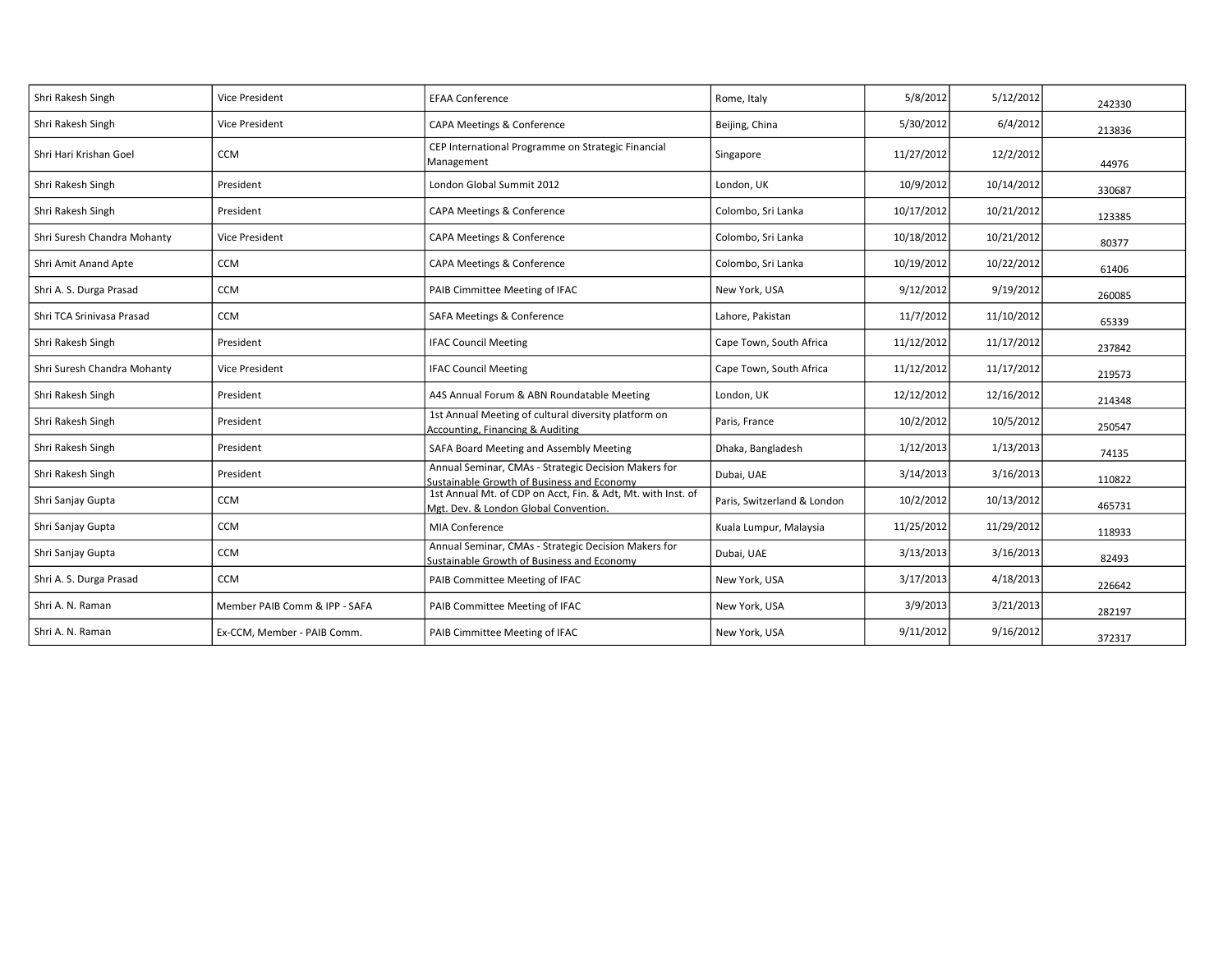| Shri Rakesh Singh | Vice President | EFAA Conference | Rome, Italy | 5/8/2012 | 5/12/2012 | 242330 |
|---|---|---|---|---|---|---|
| Shri Rakesh Singh | Vice President | CAPA Meetings & Conference | Beijing, China | 5/30/2012 | 6/4/2012 | 213836 |
| Shri Hari Krishan Goel | CCM | CEP International Programme on Strategic Financial Management | Singapore | 11/27/2012 | 12/2/2012 | 44976 |
| Shri Rakesh Singh | President | London Global Summit 2012 | London, UK | 10/9/2012 | 10/14/2012 | 330687 |
| Shri Rakesh Singh | President | CAPA Meetings & Conference | Colombo, Sri Lanka | 10/17/2012 | 10/21/2012 | 123385 |
| Shri Suresh Chandra Mohanty | Vice President | CAPA Meetings & Conference | Colombo, Sri Lanka | 10/18/2012 | 10/21/2012 | 80377 |
| Shri Amit Anand Apte | CCM | CAPA Meetings & Conference | Colombo, Sri Lanka | 10/19/2012 | 10/22/2012 | 61406 |
| Shri A. S. Durga Prasad | CCM | PAIB Cimmittee Meeting of IFAC | New York, USA | 9/12/2012 | 9/19/2012 | 260085 |
| Shri TCA Srinivasa Prasad | CCM | SAFA Meetings & Conference | Lahore, Pakistan | 11/7/2012 | 11/10/2012 | 65339 |
| Shri Rakesh Singh | President | IFAC Council Meeting | Cape Town, South Africa | 11/12/2012 | 11/17/2012 | 237842 |
| Shri Suresh Chandra Mohanty | Vice President | IFAC Council Meeting | Cape Town, South Africa | 11/12/2012 | 11/17/2012 | 219573 |
| Shri Rakesh Singh | President | A4S Annual Forum & ABN Roundatable Meeting | London, UK | 12/12/2012 | 12/16/2012 | 214348 |
| Shri Rakesh Singh | President | 1st Annual Meeting of cultural diversity platform on Accounting, Financing & Auditing | Paris, France | 10/2/2012 | 10/5/2012 | 250547 |
| Shri Rakesh Singh | President | SAFA Board Meeting and Assembly Meeting | Dhaka, Bangladesh | 1/12/2013 | 1/13/2013 | 74135 |
| Shri Rakesh Singh | President | Annual Seminar, CMAs - Strategic Decision Makers for Sustainable Growth of Business and Economy | Dubai, UAE | 3/14/2013 | 3/16/2013 | 110822 |
| Shri Sanjay Gupta | CCM | 1st Annual Mt. of CDP on Acct, Fin. & Adt, Mt. with Inst. of Mgt. Dev. & London Global Convention. | Paris, Switzerland & London | 10/2/2012 | 10/13/2012 | 465731 |
| Shri Sanjay Gupta | CCM | MIA Conference | Kuala Lumpur, Malaysia | 11/25/2012 | 11/29/2012 | 118933 |
| Shri Sanjay Gupta | CCM | Annual Seminar, CMAs - Strategic Decision Makers for Sustainable Growth of Business and Economy | Dubai, UAE | 3/13/2013 | 3/16/2013 | 82493 |
| Shri A. S. Durga Prasad | CCM | PAIB Committee Meeting of IFAC | New York, USA | 3/17/2013 | 4/18/2013 | 226642 |
| Shri A. N. Raman | Member PAIB Comm & IPP - SAFA | PAIB Committee Meeting of IFAC | New York, USA | 3/9/2013 | 3/21/2013 | 282197 |
| Shri A. N. Raman | Ex-CCM, Member - PAIB Comm. | PAIB Cimmittee Meeting of IFAC | New York, USA | 9/11/2012 | 9/16/2012 | 372317 |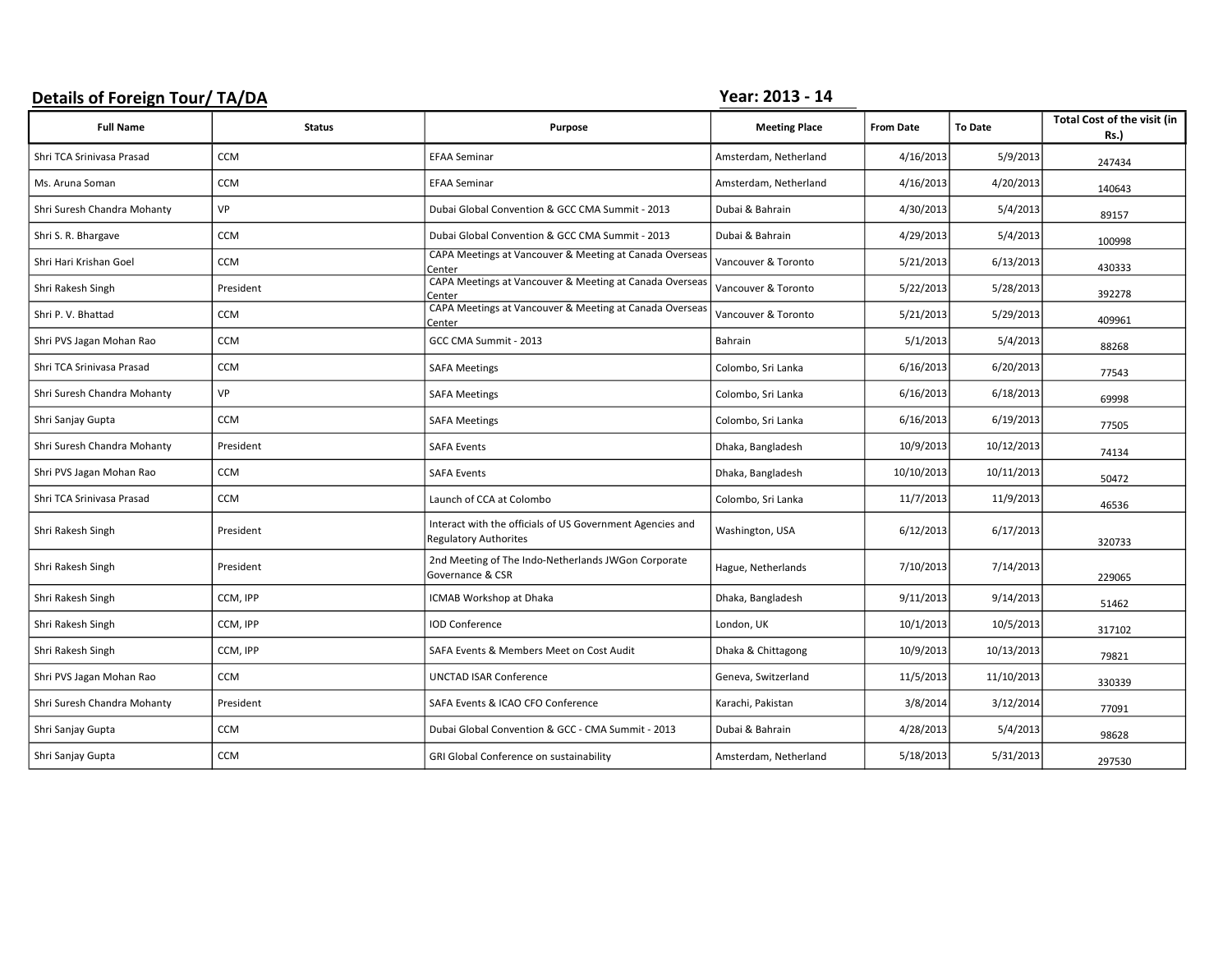## Details of Foreign Tour/ TA/DA

**Year: 2013 - 14**

| Full Name | Status | Purpose | Meeting Place | From Date | To Date | Total Cost of the visit (in Rs.) |
|---|---|---|---|---|---|---|
| Shri TCA Srinivasa Prasad | CCM | EFAA Seminar | Amsterdam, Netherland | 4/16/2013 | 5/9/2013 | 247434 |
| Ms. Aruna Soman | CCM | EFAA Seminar | Amsterdam, Netherland | 4/16/2013 | 4/20/2013 | 140643 |
| Shri Suresh Chandra Mohanty | VP | Dubai Global Convention & GCC CMA Summit - 2013 | Dubai & Bahrain | 4/30/2013 | 5/4/2013 | 89157 |
| Shri S. R. Bhargave | CCM | Dubai Global Convention & GCC CMA Summit - 2013 | Dubai & Bahrain | 4/29/2013 | 5/4/2013 | 100998 |
| Shri Hari Krishan Goel | CCM | CAPA Meetings at Vancouver & Meeting at Canada Overseas Center | Vancouver & Toronto | 5/21/2013 | 6/13/2013 | 430333 |
| Shri Rakesh Singh | President | CAPA Meetings at Vancouver & Meeting at Canada Overseas Center | Vancouver & Toronto | 5/22/2013 | 5/28/2013 | 392278 |
| Shri P. V. Bhattad | CCM | CAPA Meetings at Vancouver & Meeting at Canada Overseas Center | Vancouver & Toronto | 5/21/2013 | 5/29/2013 | 409961 |
| Shri PVS Jagan Mohan Rao | CCM | GCC CMA Summit - 2013 | Bahrain | 5/1/2013 | 5/4/2013 | 88268 |
| Shri TCA Srinivasa Prasad | CCM | SAFA Meetings | Colombo, Sri Lanka | 6/16/2013 | 6/20/2013 | 77543 |
| Shri Suresh Chandra Mohanty | VP | SAFA Meetings | Colombo, Sri Lanka | 6/16/2013 | 6/18/2013 | 69998 |
| Shri Sanjay Gupta | CCM | SAFA Meetings | Colombo, Sri Lanka | 6/16/2013 | 6/19/2013 | 77505 |
| Shri Suresh Chandra Mohanty | President | SAFA Events | Dhaka, Bangladesh | 10/9/2013 | 10/12/2013 | 74134 |
| Shri PVS Jagan Mohan Rao | CCM | SAFA Events | Dhaka, Bangladesh | 10/10/2013 | 10/11/2013 | 50472 |
| Shri TCA Srinivasa Prasad | CCM | Launch of CCA at Colombo | Colombo, Sri Lanka | 11/7/2013 | 11/9/2013 | 46536 |
| Shri Rakesh Singh | President | Interact with the officials of US Government Agencies and Regulatory Authorites | Washington, USA | 6/12/2013 | 6/17/2013 | 320733 |
| Shri Rakesh Singh | President | 2nd Meeting of The Indo-Netherlands JWGon Corporate Governance & CSR | Hague, Netherlands | 7/10/2013 | 7/14/2013 | 229065 |
| Shri Rakesh Singh | CCM, IPP | ICMAB Workshop at Dhaka | Dhaka, Bangladesh | 9/11/2013 | 9/14/2013 | 51462 |
| Shri Rakesh Singh | CCM, IPP | IOD Conference | London, UK | 10/1/2013 | 10/5/2013 | 317102 |
| Shri Rakesh Singh | CCM, IPP | SAFA Events & Members Meet on Cost Audit | Dhaka & Chittagong | 10/9/2013 | 10/13/2013 | 79821 |
| Shri PVS Jagan Mohan Rao | CCM | UNCTAD ISAR Conference | Geneva, Switzerland | 11/5/2013 | 11/10/2013 | 330339 |
| Shri Suresh Chandra Mohanty | President | SAFA Events & ICAO CFO Conference | Karachi, Pakistan | 3/8/2014 | 3/12/2014 | 77091 |
| Shri Sanjay Gupta | CCM | Dubai Global Convention & GCC - CMA Summit - 2013 | Dubai & Bahrain | 4/28/2013 | 5/4/2013 | 98628 |
| Shri Sanjay Gupta | CCM | GRI Global Conference on sustainability | Amsterdam, Netherland | 5/18/2013 | 5/31/2013 | 297530 |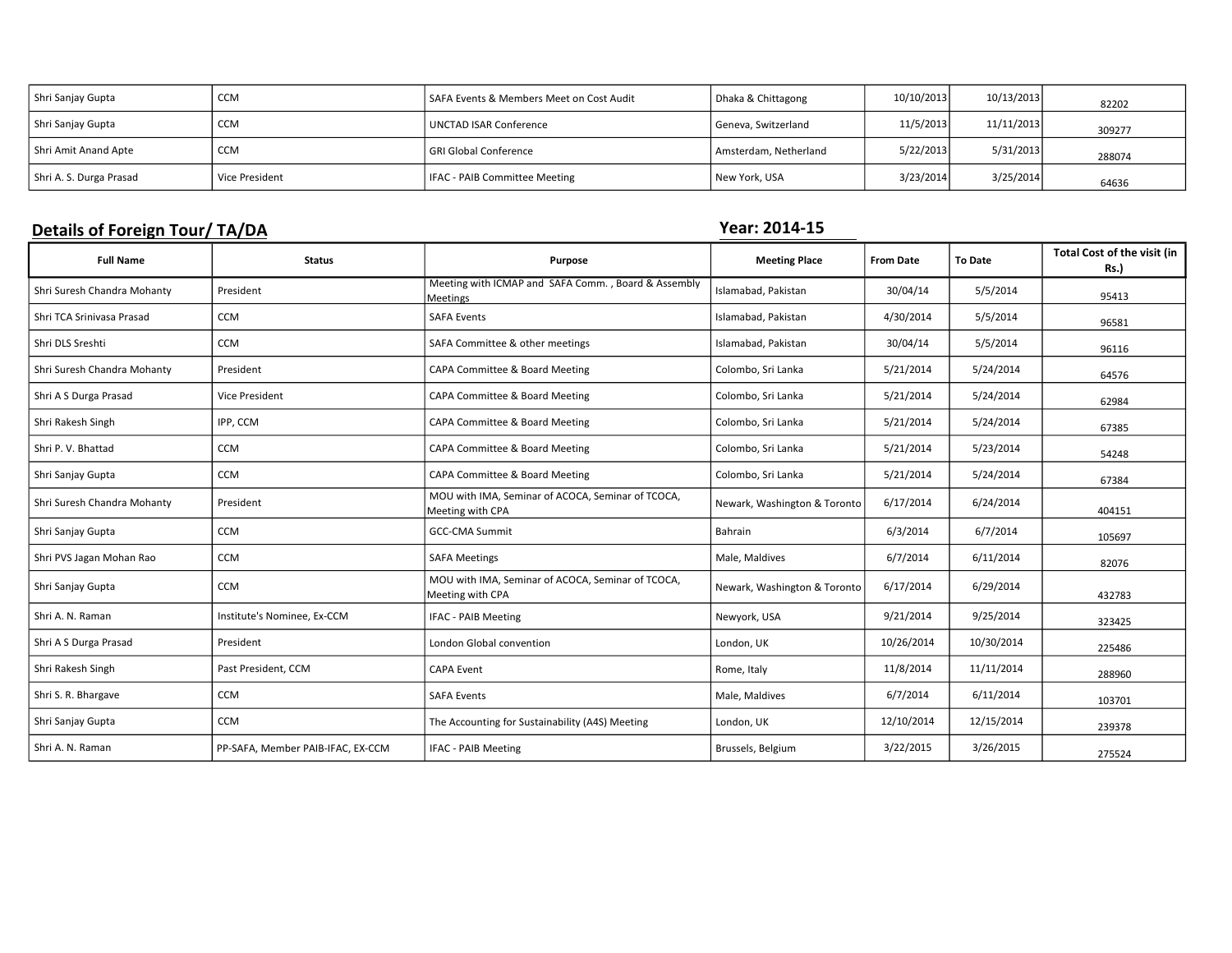| | | | | | | |
|---|---|---|---|---|---|---|
| Shri Sanjay Gupta | CCM | SAFA Events & Members Meet on Cost Audit | Dhaka & Chittagong | 10/10/2013 | 10/13/2013 | 82202 |
| Shri Sanjay Gupta | CCM | UNCTAD ISAR Conference | Geneva, Switzerland | 11/5/2013 | 11/11/2013 | 309277 |
| Shri Amit Anand Apte | CCM | GRI Global Conference | Amsterdam, Netherland | 5/22/2013 | 5/31/2013 | 288074 |
| Shri A. S. Durga Prasad | Vice President | IFAC - PAIB Committee Meeting | New York, USA | 3/23/2014 | 3/25/2014 | 64636 |

## Details of Foreign Tour/ TA/DA

**Year: 2014-15**

| Full Name | Status | Purpose | Meeting Place | From Date | To Date | Total Cost of the visit (in Rs.) |
|---|---|---|---|---|---|---|
| Shri Suresh Chandra Mohanty | President | Meeting with ICMAP and SAFA Comm. , Board & Assembly Meetings | Islamabad, Pakistan | 30/04/14 | 5/5/2014 | 95413 |
| Shri TCA Srinivasa Prasad | CCM | SAFA Events | Islamabad, Pakistan | 4/30/2014 | 5/5/2014 | 96581 |
| Shri DLS Sreshti | CCM | SAFA Committee & other meetings | Islamabad, Pakistan | 30/04/14 | 5/5/2014 | 96116 |
| Shri Suresh Chandra Mohanty | President | CAPA Committee & Board Meeting | Colombo, Sri Lanka | 5/21/2014 | 5/24/2014 | 64576 |
| Shri A S Durga Prasad | Vice President | CAPA Committee & Board Meeting | Colombo, Sri Lanka | 5/21/2014 | 5/24/2014 | 62984 |
| Shri Rakesh Singh | IPP, CCM | CAPA Committee & Board Meeting | Colombo, Sri Lanka | 5/21/2014 | 5/24/2014 | 67385 |
| Shri P. V. Bhattad | CCM | CAPA Committee & Board Meeting | Colombo, Sri Lanka | 5/21/2014 | 5/23/2014 | 54248 |
| Shri Sanjay Gupta | CCM | CAPA Committee & Board Meeting | Colombo, Sri Lanka | 5/21/2014 | 5/24/2014 | 67384 |
| Shri Suresh Chandra Mohanty | President | MOU with IMA, Seminar of ACOCA, Seminar of TCOCA, Meeting with CPA | Newark, Washington & Toronto | 6/17/2014 | 6/24/2014 | 404151 |
| Shri Sanjay Gupta | CCM | GCC-CMA Summit | Bahrain | 6/3/2014 | 6/7/2014 | 105697 |
| Shri PVS Jagan Mohan Rao | CCM | SAFA Meetings | Male, Maldives | 6/7/2014 | 6/11/2014 | 82076 |
| Shri Sanjay Gupta | CCM | MOU with IMA, Seminar of ACOCA, Seminar of TCOCA, Meeting with CPA | Newark, Washington & Toronto | 6/17/2014 | 6/29/2014 | 432783 |
| Shri A. N. Raman | Institute's Nominee, Ex-CCM | IFAC - PAIB Meeting | Newyork, USA | 9/21/2014 | 9/25/2014 | 323425 |
| Shri A S Durga Prasad | President | London Global convention | London, UK | 10/26/2014 | 10/30/2014 | 225486 |
| Shri Rakesh Singh | Past President, CCM | CAPA Event | Rome, Italy | 11/8/2014 | 11/11/2014 | 288960 |
| Shri S. R. Bhargave | CCM | SAFA Events | Male, Maldives | 6/7/2014 | 6/11/2014 | 103701 |
| Shri Sanjay Gupta | CCM | The Accounting for Sustainability (A4S) Meeting | London, UK | 12/10/2014 | 12/15/2014 | 239378 |
| Shri A. N. Raman | PP-SAFA, Member PAIB-IFAC, EX-CCM | IFAC - PAIB Meeting | Brussels, Belgium | 3/22/2015 | 3/26/2015 | 275524 |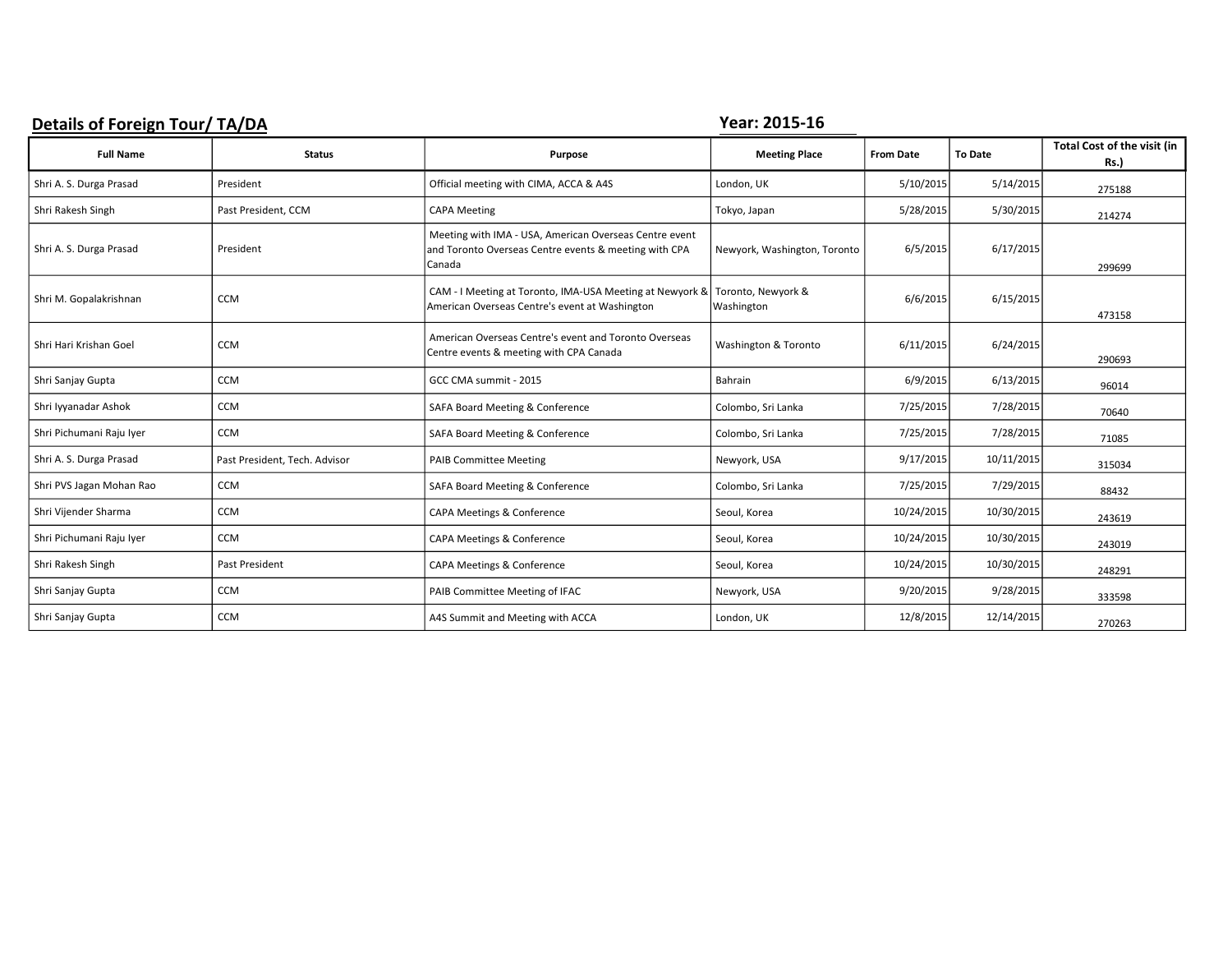**Details of Foreign Tour/ TA/DA** **Year: 2015-16**

| Full Name | Status | Purpose | Meeting Place | From Date | To Date | Total Cost of the visit (in Rs.) |
|---|---|---|---|---|---|---|
| Shri A. S. Durga Prasad | President | Official meeting with CIMA, ACCA & A4S | London, UK | 5/10/2015 | 5/14/2015 | 275188 |
| Shri Rakesh Singh | Past President, CCM | CAPA Meeting | Tokyo, Japan | 5/28/2015 | 5/30/2015 | 214274 |
| Shri A. S. Durga Prasad | President | Meeting with IMA - USA, American Overseas Centre event and Toronto Overseas Centre events & meeting with CPA Canada | Newyork, Washington, Toronto | 6/5/2015 | 6/17/2015 | 299699 |
| Shri M. Gopalakrishnan | CCM | CAM - I Meeting at Toronto, IMA-USA Meeting at Newyork & American Overseas Centre's event at Washington | Toronto, Newyork & Washington | 6/6/2015 | 6/15/2015 | 473158 |
| Shri Hari Krishan Goel | CCM | American Overseas Centre's event and Toronto Overseas Centre events & meeting with CPA Canada | Washington & Toronto | 6/11/2015 | 6/24/2015 | 290693 |
| Shri Sanjay Gupta | CCM | GCC CMA summit - 2015 | Bahrain | 6/9/2015 | 6/13/2015 | 96014 |
| Shri Iyyanadar Ashok | CCM | SAFA Board Meeting & Conference | Colombo, Sri Lanka | 7/25/2015 | 7/28/2015 | 70640 |
| Shri Pichumani Raju Iyer | CCM | SAFA Board Meeting & Conference | Colombo, Sri Lanka | 7/25/2015 | 7/28/2015 | 71085 |
| Shri A. S. Durga Prasad | Past President, Tech. Advisor | PAIB Committee Meeting | Newyork, USA | 9/17/2015 | 10/11/2015 | 315034 |
| Shri PVS Jagan Mohan Rao | CCM | SAFA Board Meeting & Conference | Colombo, Sri Lanka | 7/25/2015 | 7/29/2015 | 88432 |
| Shri Vijender Sharma | CCM | CAPA Meetings & Conference | Seoul, Korea | 10/24/2015 | 10/30/2015 | 243619 |
| Shri Pichumani Raju Iyer | CCM | CAPA Meetings & Conference | Seoul, Korea | 10/24/2015 | 10/30/2015 | 243019 |
| Shri Rakesh Singh | Past President | CAPA Meetings & Conference | Seoul, Korea | 10/24/2015 | 10/30/2015 | 248291 |
| Shri Sanjay Gupta | CCM | PAIB Committee Meeting of IFAC | Newyork, USA | 9/20/2015 | 9/28/2015 | 333598 |
| Shri Sanjay Gupta | CCM | A4S Summit and Meeting with ACCA | London, UK | 12/8/2015 | 12/14/2015 | 270263 |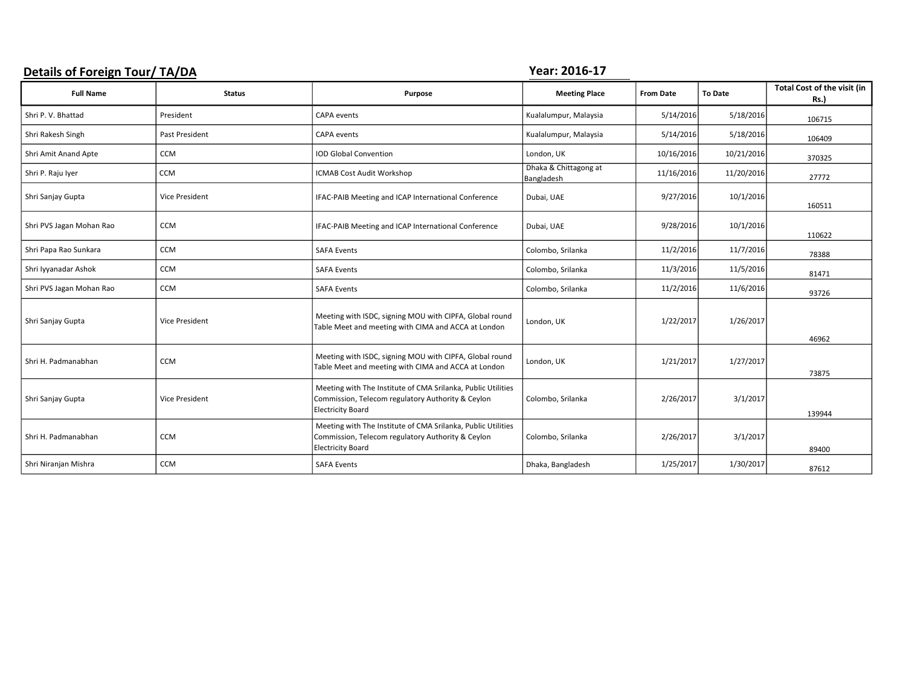**Details of Foreign Tour/ TA/DA** **Year: 2016-17**

| Full Name | Status | Purpose | Meeting Place | From Date | To Date | Total Cost of the visit (in Rs.) |
|---|---|---|---|---|---|---|
| Shri P. V. Bhattad | President | CAPA events | Kualalumpur, Malaysia | 5/14/2016 | 5/18/2016 | 106715 |
| Shri Rakesh Singh | Past President | CAPA events | Kualalumpur, Malaysia | 5/14/2016 | 5/18/2016 | 106409 |
| Shri Amit Anand Apte | CCM | IOD Global Convention | London, UK | 10/16/2016 | 10/21/2016 | 370325 |
| Shri P. Raju Iyer | CCM | ICMAB Cost Audit Workshop | Dhaka & Chittagong at Bangladesh | 11/16/2016 | 11/20/2016 | 27772 |
| Shri Sanjay Gupta | Vice President | IFAC-PAIB Meeting and ICAP International Conference | Dubai, UAE | 9/27/2016 | 10/1/2016 | 160511 |
| Shri PVS Jagan Mohan Rao | CCM | IFAC-PAIB Meeting and ICAP International Conference | Dubai, UAE | 9/28/2016 | 10/1/2016 | 110622 |
| Shri Papa Rao Sunkara | CCM | SAFA Events | Colombo, Srilanka | 11/2/2016 | 11/7/2016 | 78388 |
| Shri Iyyanadar Ashok | CCM | SAFA Events | Colombo, Srilanka | 11/3/2016 | 11/5/2016 | 81471 |
| Shri PVS Jagan Mohan Rao | CCM | SAFA Events | Colombo, Srilanka | 11/2/2016 | 11/6/2016 | 93726 |
| Shri Sanjay Gupta | Vice President | Meeting with ISDC, signing MOU with CIPFA, Global round Table Meet and meeting with CIMA and ACCA at London | London, UK | 1/22/2017 | 1/26/2017 | 46962 |
| Shri H. Padmanabhan | CCM | Meeting with ISDC, signing MOU with CIPFA, Global round Table Meet and meeting with CIMA and ACCA at London | London, UK | 1/21/2017 | 1/27/2017 | 73875 |
| Shri Sanjay Gupta | Vice President | Meeting with The Institute of CMA Srilanka, Public Utilities Commission, Telecom regulatory Authority & Ceylon Electricity Board | Colombo, Srilanka | 2/26/2017 | 3/1/2017 | 139944 |
| Shri H. Padmanabhan | CCM | Meeting with The Institute of CMA Srilanka, Public Utilities Commission, Telecom regulatory Authority & Ceylon Electricity Board | Colombo, Srilanka | 2/26/2017 | 3/1/2017 | 89400 |
| Shri Niranjan Mishra | CCM | SAFA Events | Dhaka, Bangladesh | 1/25/2017 | 1/30/2017 | 87612 |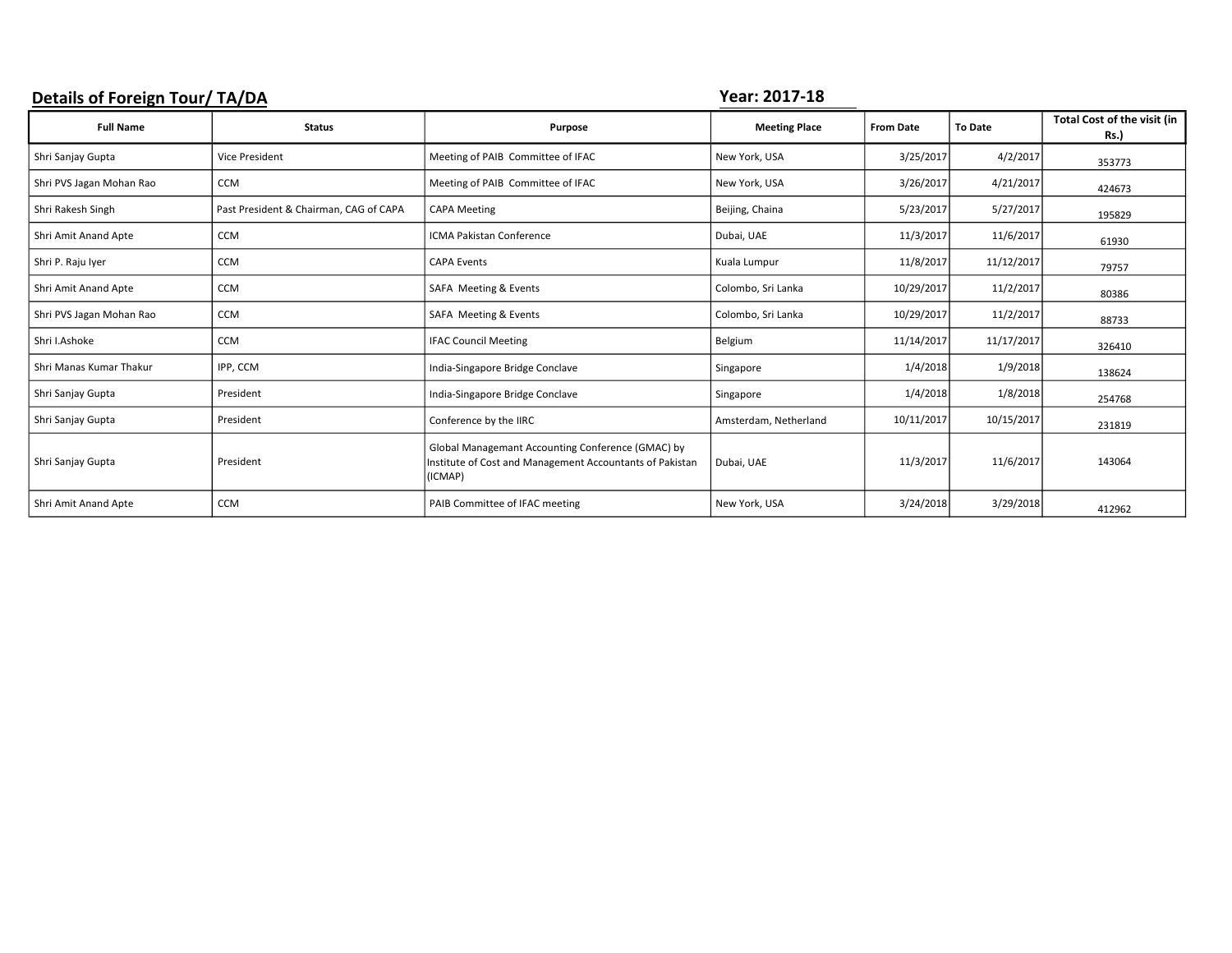## Details of Foreign Tour/ TA/DA

**Year: 2017-18**

| Full Name | Status | Purpose | Meeting Place | From Date | To Date | Total Cost of the visit (in Rs.) |
|---|---|---|---|---|---|---|
| Shri Sanjay Gupta | Vice President | Meeting of PAIB Committee of IFAC | New York, USA | 3/25/2017 | 4/2/2017 | 353773 |
| Shri PVS Jagan Mohan Rao | CCM | Meeting of PAIB Committee of IFAC | New York, USA | 3/26/2017 | 4/21/2017 | 424673 |
| Shri Rakesh Singh | Past President & Chairman, CAG of CAPA | CAPA Meeting | Beijing, Chaina | 5/23/2017 | 5/27/2017 | 195829 |
| Shri Amit Anand Apte | CCM | ICMA Pakistan Conference | Dubai, UAE | 11/3/2017 | 11/6/2017 | 61930 |
| Shri P. Raju Iyer | CCM | CAPA Events | Kuala Lumpur | 11/8/2017 | 11/12/2017 | 79757 |
| Shri Amit Anand Apte | CCM | SAFA Meeting & Events | Colombo, Sri Lanka | 10/29/2017 | 11/2/2017 | 80386 |
| Shri PVS Jagan Mohan Rao | CCM | SAFA Meeting & Events | Colombo, Sri Lanka | 10/29/2017 | 11/2/2017 | 88733 |
| Shri I.Ashoke | CCM | IFAC Council Meeting | Belgium | 11/14/2017 | 11/17/2017 | 326410 |
| Shri Manas Kumar Thakur | IPP, CCM | India-Singapore Bridge Conclave | Singapore | 1/4/2018 | 1/9/2018 | 138624 |
| Shri Sanjay Gupta | President | India-Singapore Bridge Conclave | Singapore | 1/4/2018 | 1/8/2018 | 254768 |
| Shri Sanjay Gupta | President | Conference by the IIRC | Amsterdam, Netherland | 10/11/2017 | 10/15/2017 | 231819 |
| Shri Sanjay Gupta | President | Global Managemant Accounting Conference (GMAC) by Institute of Cost and Management Accountants of Pakistan (ICMAP) | Dubai, UAE | 11/3/2017 | 11/6/2017 | 143064 |
| Shri Amit Anand Apte | CCM | PAIB Committee of IFAC meeting | New York, USA | 3/24/2018 | 3/29/2018 | 412962 |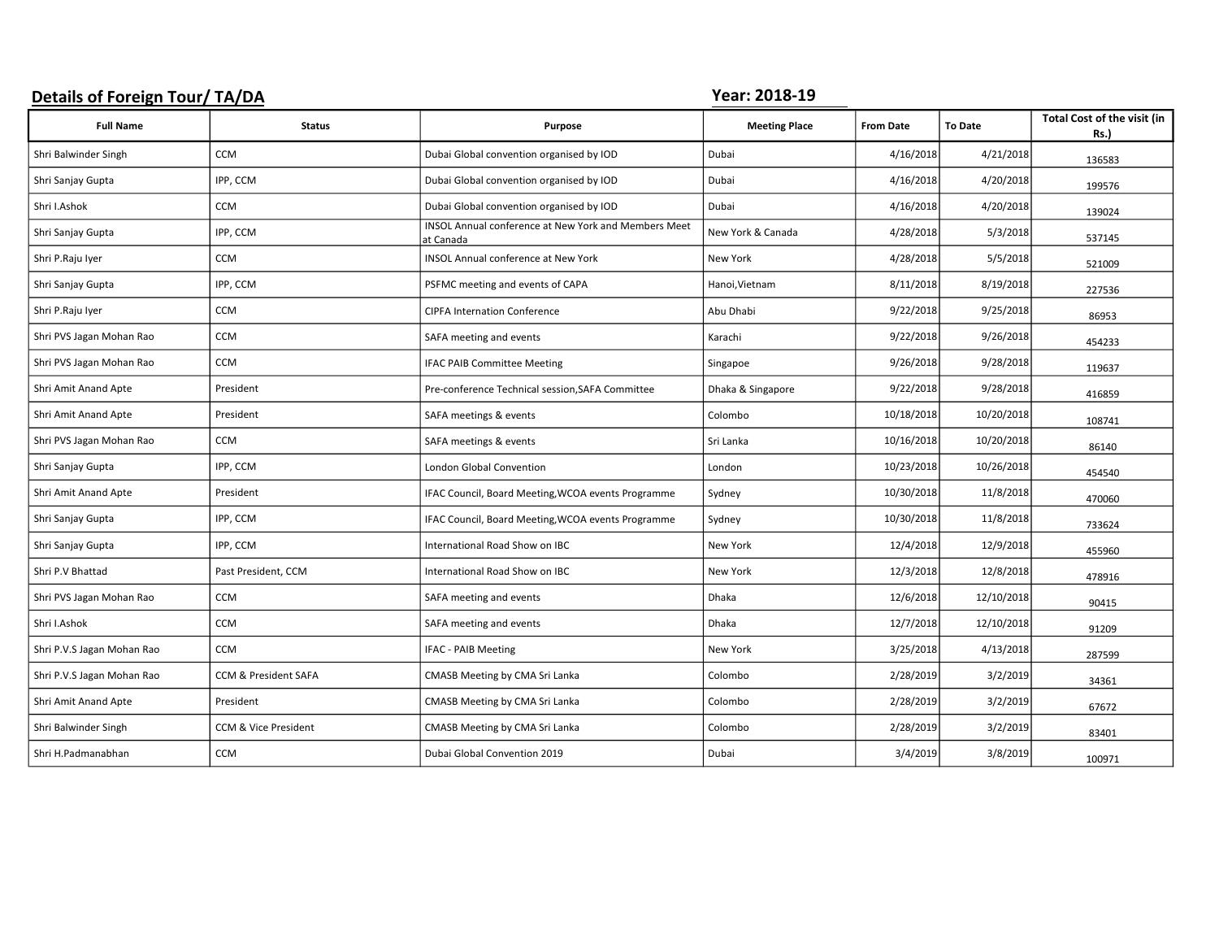**Details of Foreign Tour/ TA/DA** **Year: 2018-19**

| Full Name | Status | Purpose | Meeting Place | From Date | To Date | Total Cost of the visit (in Rs.) |
|---|---|---|---|---|---|---|
| Shri Balwinder Singh | CCM | Dubai Global convention organised by IOD | Dubai | 4/16/2018 | 4/21/2018 | 136583 |
| Shri Sanjay Gupta | IPP, CCM | Dubai Global convention organised by IOD | Dubai | 4/16/2018 | 4/20/2018 | 199576 |
| Shri I.Ashok | CCM | Dubai Global convention organised by IOD | Dubai | 4/16/2018 | 4/20/2018 | 139024 |
| Shri Sanjay Gupta | IPP, CCM | INSOL Annual conference at New York and Members Meet at Canada | New York & Canada | 4/28/2018 | 5/3/2018 | 537145 |
| Shri P.Raju Iyer | CCM | INSOL Annual conference at New York | New York | 4/28/2018 | 5/5/2018 | 521009 |
| Shri Sanjay Gupta | IPP, CCM | PSFMC meeting and events of CAPA | Hanoi,Vietnam | 8/11/2018 | 8/19/2018 | 227536 |
| Shri P.Raju Iyer | CCM | CIPFA Internation Conference | Abu Dhabi | 9/22/2018 | 9/25/2018 | 86953 |
| Shri PVS Jagan Mohan Rao | CCM | SAFA meeting and events | Karachi | 9/22/2018 | 9/26/2018 | 454233 |
| Shri PVS Jagan Mohan Rao | CCM | IFAC PAIB Committee Meeting | Singapoe | 9/26/2018 | 9/28/2018 | 119637 |
| Shri Amit Anand Apte | President | Pre-conference Technical session,SAFA Committee | Dhaka & Singapore | 9/22/2018 | 9/28/2018 | 416859 |
| Shri Amit Anand Apte | President | SAFA meetings & events | Colombo | 10/18/2018 | 10/20/2018 | 108741 |
| Shri PVS Jagan Mohan Rao | CCM | SAFA meetings & events | Sri Lanka | 10/16/2018 | 10/20/2018 | 86140 |
| Shri Sanjay Gupta | IPP, CCM | London Global Convention | London | 10/23/2018 | 10/26/2018 | 454540 |
| Shri Amit Anand Apte | President | IFAC Council, Board Meeting,WCOA events Programme | Sydney | 10/30/2018 | 11/8/2018 | 470060 |
| Shri Sanjay Gupta | IPP, CCM | IFAC Council, Board Meeting,WCOA events Programme | Sydney | 10/30/2018 | 11/8/2018 | 733624 |
| Shri Sanjay Gupta | IPP, CCM | International Road Show on IBC | New York | 12/4/2018 | 12/9/2018 | 455960 |
| Shri P.V Bhattad | Past President, CCM | International Road Show on IBC | New York | 12/3/2018 | 12/8/2018 | 478916 |
| Shri PVS Jagan Mohan Rao | CCM | SAFA meeting and events | Dhaka | 12/6/2018 | 12/10/2018 | 90415 |
| Shri I.Ashok | CCM | SAFA meeting and events | Dhaka | 12/7/2018 | 12/10/2018 | 91209 |
| Shri P.V.S Jagan Mohan Rao | CCM | IFAC - PAIB Meeting | New York | 3/25/2018 | 4/13/2018 | 287599 |
| Shri P.V.S Jagan Mohan Rao | CCM & President SAFA | CMASB Meeting by CMA Sri Lanka | Colombo | 2/28/2019 | 3/2/2019 | 34361 |
| Shri Amit Anand Apte | President | CMASB Meeting by CMA Sri Lanka | Colombo | 2/28/2019 | 3/2/2019 | 67672 |
| Shri Balwinder Singh | CCM & Vice President | CMASB Meeting by CMA Sri Lanka | Colombo | 2/28/2019 | 3/2/2019 | 83401 |
| Shri H.Padmanabhan | CCM | Dubai Global Convention 2019 | Dubai | 3/4/2019 | 3/8/2019 | 100971 |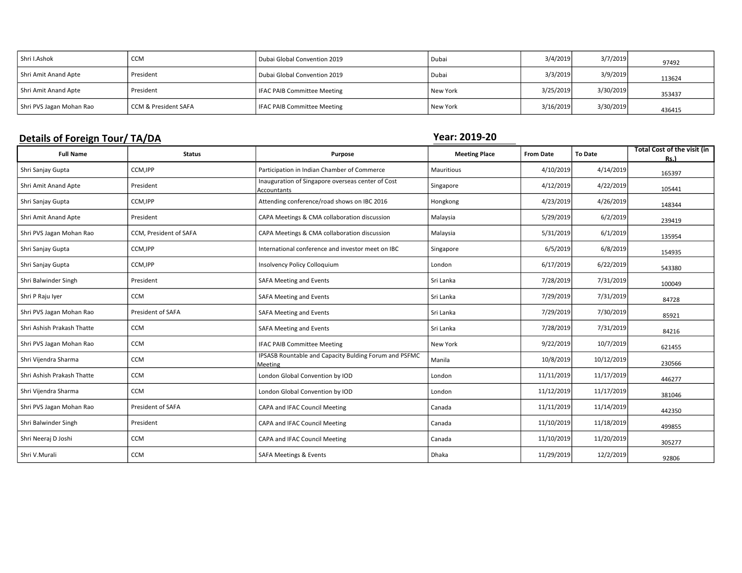| | | | | | | |
|---|---|---|---|---|---|---|
| Shri I.Ashok | CCM | Dubai Global Convention 2019 | Dubai | 3/4/2019 | 3/7/2019 | 97492 |
| Shri Amit Anand Apte | President | Dubai Global Convention 2019 | Dubai | 3/3/2019 | 3/9/2019 | 113624 |
| Shri Amit Anand Apte | President | IFAC PAIB Committee Meeting | New York | 3/25/2019 | 3/30/2019 | 353437 |
| Shri PVS Jagan Mohan Rao | CCM & President SAFA | IFAC PAIB Committee Meeting | New York | 3/16/2019 | 3/30/2019 | 436415 |

## Details of Foreign Tour/ TA/DA

**Year: 2019-20**

| Full Name | Status | Purpose | Meeting Place | From Date | To Date | Total Cost of the visit (in Rs.) |
|---|---|---|---|---|---|---|
| Shri Sanjay Gupta | CCM,IPP | Participation in Indian Chamber of Commerce | Mauritious | 4/10/2019 | 4/14/2019 | 165397 |
| Shri Amit Anand Apte | President | Inauguration of Singapore overseas center of Cost Accountants | Singapore | 4/12/2019 | 4/22/2019 | 105441 |
| Shri Sanjay Gupta | CCM,IPP | Attending conference/road shows on IBC 2016 | Hongkong | 4/23/2019 | 4/26/2019 | 148344 |
| Shri Amit Anand Apte | President | CAPA Meetings & CMA collaboration discussion | Malaysia | 5/29/2019 | 6/2/2019 | 239419 |
| Shri PVS Jagan Mohan Rao | CCM, President of SAFA | CAPA Meetings & CMA collaboration discussion | Malaysia | 5/31/2019 | 6/1/2019 | 135954 |
| Shri Sanjay Gupta | CCM,IPP | International conference and investor meet on IBC | Singapore | 6/5/2019 | 6/8/2019 | 154935 |
| Shri Sanjay Gupta | CCM,IPP | Insolvency Policy Colloquium | London | 6/17/2019 | 6/22/2019 | 543380 |
| Shri Balwinder Singh | President | SAFA Meeting and Events | Sri Lanka | 7/28/2019 | 7/31/2019 | 100049 |
| Shri P Raju Iyer | CCM | SAFA Meeting and Events | Sri Lanka | 7/29/2019 | 7/31/2019 | 84728 |
| Shri PVS Jagan Mohan Rao | President of SAFA | SAFA Meeting and Events | Sri Lanka | 7/29/2019 | 7/30/2019 | 85921 |
| Shri Ashish Prakash Thatte | CCM | SAFA Meeting and Events | Sri Lanka | 7/28/2019 | 7/31/2019 | 84216 |
| Shri PVS Jagan Mohan Rao | CCM | IFAC PAIB Committee Meeting | New York | 9/22/2019 | 10/7/2019 | 621455 |
| Shri Vijendra Sharma | CCM | IPSASB Rountable and Capacity Bulding Forum and PSFMC Meeting | Manila | 10/8/2019 | 10/12/2019 | 230566 |
| Shri Ashish Prakash Thatte | CCM | London Global Convention by IOD | London | 11/11/2019 | 11/17/2019 | 446277 |
| Shri Vijendra Sharma | CCM | London Global Convention by IOD | London | 11/12/2019 | 11/17/2019 | 381046 |
| Shri PVS Jagan Mohan Rao | President of SAFA | CAPA and IFAC Council Meeting | Canada | 11/11/2019 | 11/14/2019 | 442350 |
| Shri Balwinder Singh | President | CAPA and IFAC Council Meeting | Canada | 11/10/2019 | 11/18/2019 | 499855 |
| Shri Neeraj D Joshi | CCM | CAPA and IFAC Council Meeting | Canada | 11/10/2019 | 11/20/2019 | 305277 |
| Shri V.Murali | CCM | SAFA Meetings & Events | Dhaka | 11/29/2019 | 12/2/2019 | 92806 |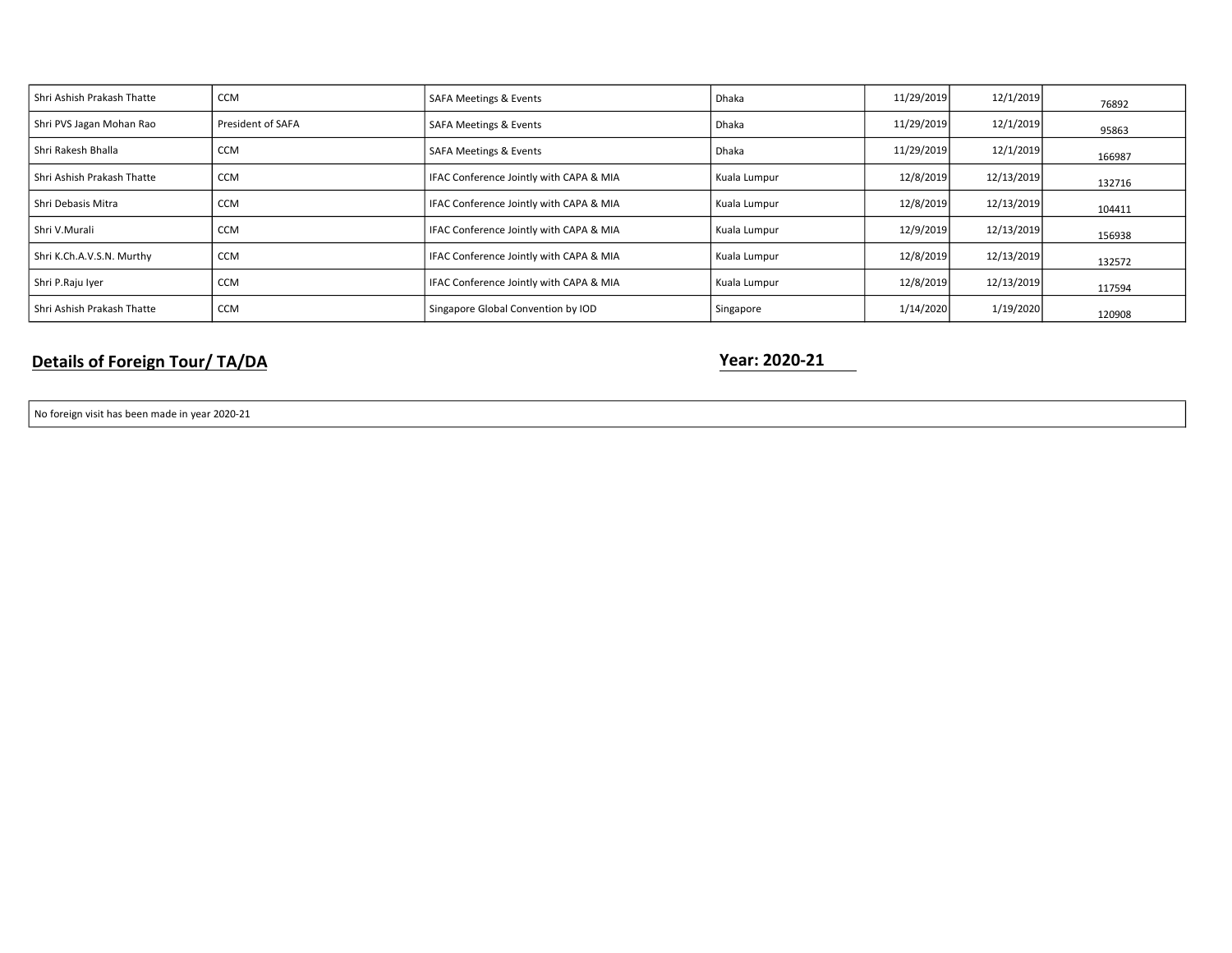| | | | | | | |
|---|---|---|---|---|---|---|
| Shri Ashish Prakash Thatte | CCM | SAFA Meetings & Events | Dhaka | 11/29/2019 | 12/1/2019 | 76892 |
| Shri PVS Jagan Mohan Rao | President of SAFA | SAFA Meetings & Events | Dhaka | 11/29/2019 | 12/1/2019 | 95863 |
| Shri Rakesh Bhalla | CCM | SAFA Meetings & Events | Dhaka | 11/29/2019 | 12/1/2019 | 166987 |
| Shri Ashish Prakash Thatte | CCM | IFAC Conference Jointly with CAPA & MIA | Kuala Lumpur | 12/8/2019 | 12/13/2019 | 132716 |
| Shri Debasis Mitra | CCM | IFAC Conference Jointly with CAPA & MIA | Kuala Lumpur | 12/8/2019 | 12/13/2019 | 104411 |
| Shri V.Murali | CCM | IFAC Conference Jointly with CAPA & MIA | Kuala Lumpur | 12/9/2019 | 12/13/2019 | 156938 |
| Shri K.Ch.A.V.S.N. Murthy | CCM | IFAC Conference Jointly with CAPA & MIA | Kuala Lumpur | 12/8/2019 | 12/13/2019 | 132572 |
| Shri P.Raju Iyer | CCM | IFAC Conference Jointly with CAPA & MIA | Kuala Lumpur | 12/8/2019 | 12/13/2019 | 117594 |
| Shri Ashish Prakash Thatte | CCM | Singapore Global Convention by IOD | Singapore | 1/14/2020 | 1/19/2020 | 120908 |

## Details of Foreign Tour/ TA/DA

**Year: 2020-21**

No foreign visit has been made in year 2020-21